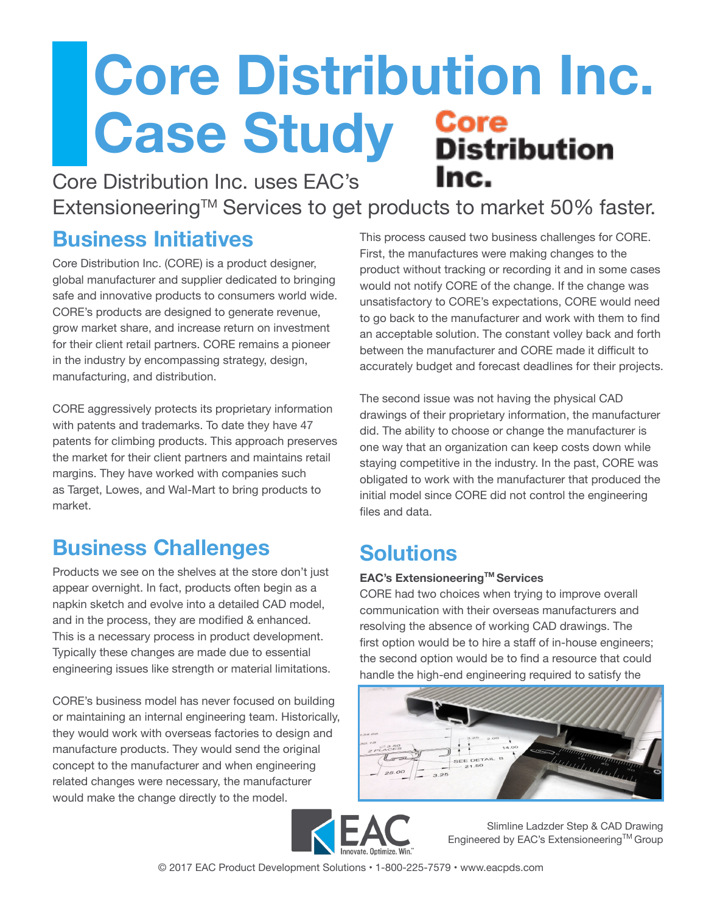# Core Distribution Inc. Case Study

Core Distribution Inc. uses EAC's Extensioneering™ Services to get products to market 50% faster.

## Business Initiatives

Core Distribution Inc. (CORE) is a product designer, global manufacturer and supplier dedicated to bringing safe and innovative products to consumers world wide. CORE's products are designed to generate revenue, grow market share, and increase return on investment for their client retail partners. CORE remains a pioneer in the industry by encompassing strategy, design, manufacturing, and distribution.

CORE aggressively protects its proprietary information with patents and trademarks. To date they have 47 patents for climbing products. This approach preserves the market for their client partners and maintains retail margins. They have worked with companies such as Target, Lowes, and Wal-Mart to bring products to market.

## Business Challenges

Products we see on the shelves at the store don't just appear overnight. In fact, products often begin as a napkin sketch and evolve into a detailed CAD model, and in the process, they are modified & enhanced. This is a necessary process in product development. Typically these changes are made due to essential engineering issues like strength or material limitations.

CORE's business model has never focused on building or maintaining an internal engineering team. Historically, they would work with overseas factories to design and manufacture products. They would send the original concept to the manufacturer and when engineering related changes were necessary, the manufacturer would make the change directly to the model.

This process caused two business challenges for CORE. First, the manufactures were making changes to the product without tracking or recording it and in some cases would not notify CORE of the change. If the change was unsatisfactory to CORE's expectations, CORE would need to go back to the manufacturer and work with them to find an acceptable solution. The constant volley back and forth between the manufacturer and CORE made it difficult to accurately budget and forecast deadlines for their projects.

The second issue was not having the physical CAD drawings of their proprietary information, the manufacturer did. The ability to choose or change the manufacturer is one way that an organization can keep costs down while staying competitive in the industry. In the past, CORE was obligated to work with the manufacturer that produced the initial model since CORE did not control the engineering files and data.

## Solutions

**EAC's Extensioneering™ Services**

CORE had two choices when trying to improve overall communication with their overseas manufacturers and resolving the absence of working CAD drawings. The first option would be to hire a staff of in-house engineers; the second option would be to find a resource that could handle the high-end engineering required to satisfy the

Slimline Ladzder Step & CAD Drawing Engineered by EAC's Extensioneering™ Group

© 2017 EAC Product Development Solutions • 1-800-225-7579 • www.eacpds.com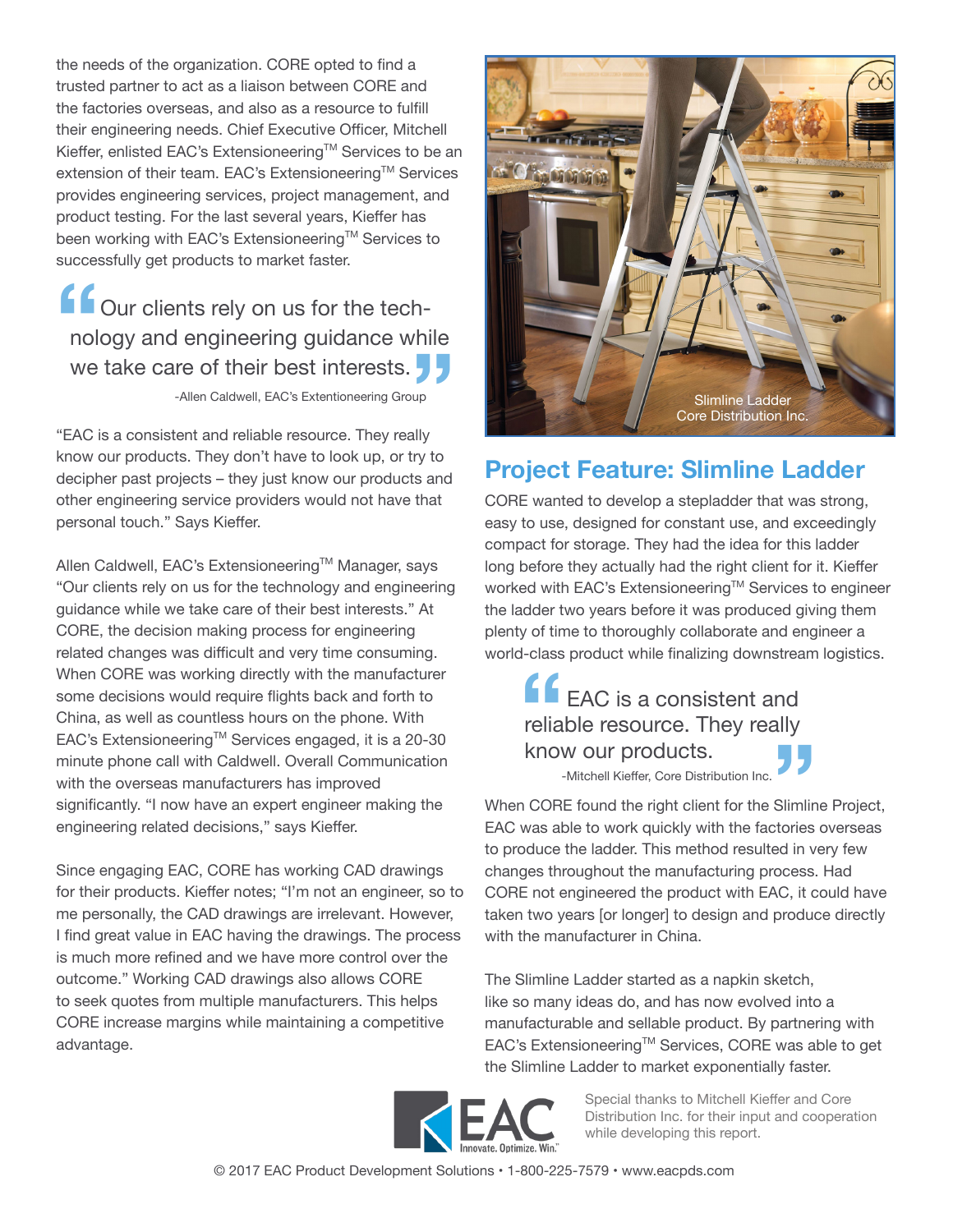the needs of the organization. CORE opted to find a trusted partner to act as a liaison between CORE and the factories overseas, and also as a resource to fulfill their engineering needs. Chief Executive Officer, Mitchell Kieffer, enlisted EAC's Extensioneering™ Services to be an extension of their team. EAC's Extensioneering™ Services provides engineering services, project management, and product testing. For the last several years, Kieffer has been working with EAC's Extensioneering™ Services to successfully get products to market faster.

> "Our clients rely on us for the technology and engineering guidance while we take care of their best interests."
>
> -Allen Caldwell, EAC's Extentioneering Group

"EAC is a consistent and reliable resource. They really know our products. They don't have to look up, or try to decipher past projects – they just know our products and other engineering service providers would not have that personal touch." Says Kieffer.

Allen Caldwell, EAC's Extensioneering™ Manager, says "Our clients rely on us for the technology and engineering guidance while we take care of their best interests." At CORE, the decision making process for engineering related changes was difficult and very time consuming. When CORE was working directly with the manufacturer some decisions would require flights back and forth to China, as well as countless hours on the phone. With EAC's Extensioneering™ Services engaged, it is a 20-30 minute phone call with Caldwell. Overall Communication with the overseas manufacturers has improved significantly. "I now have an expert engineer making the engineering related decisions," says Kieffer.

Since engaging EAC, CORE has working CAD drawings for their products. Kieffer notes; "I'm not an engineer, so to me personally, the CAD drawings are irrelevant. However, I find great value in EAC having the drawings. The process is much more refined and we have more control over the outcome." Working CAD drawings also allows CORE to seek quotes from multiple manufacturers. This helps CORE increase margins while maintaining a competitive advantage.

Slimline Ladder
Core Distribution Inc.

## Project Feature: Slimline Ladder

CORE wanted to develop a stepladder that was strong, easy to use, designed for constant use, and exceedingly compact for storage. They had the idea for this ladder long before they actually had the right client for it. Kieffer worked with EAC's Extensioneering™ Services to engineer the ladder two years before it was produced giving them plenty of time to thoroughly collaborate and engineer a world-class product while finalizing downstream logistics.

> "EAC is a consistent and reliable resource. They really know our products."
>
> -Mitchell Kieffer, Core Distribution Inc.

When CORE found the right client for the Slimline Project, EAC was able to work quickly with the factories overseas to produce the ladder. This method resulted in very few changes throughout the manufacturing process. Had CORE not engineered the product with EAC, it could have taken two years [or longer] to design and produce directly with the manufacturer in China.

The Slimline Ladder started as a napkin sketch, like so many ideas do, and has now evolved into a manufacturable and sellable product. By partnering with EAC's Extensioneering™ Services, CORE was able to get the Slimline Ladder to market exponentially faster.

EAC Innovate. Optimize. Win.™

Special thanks to Mitchell Kieffer and Core Distribution Inc. for their input and cooperation while developing this report.

© 2017 EAC Product Development Solutions • 1-800-225-7579 • www.eacpds.com